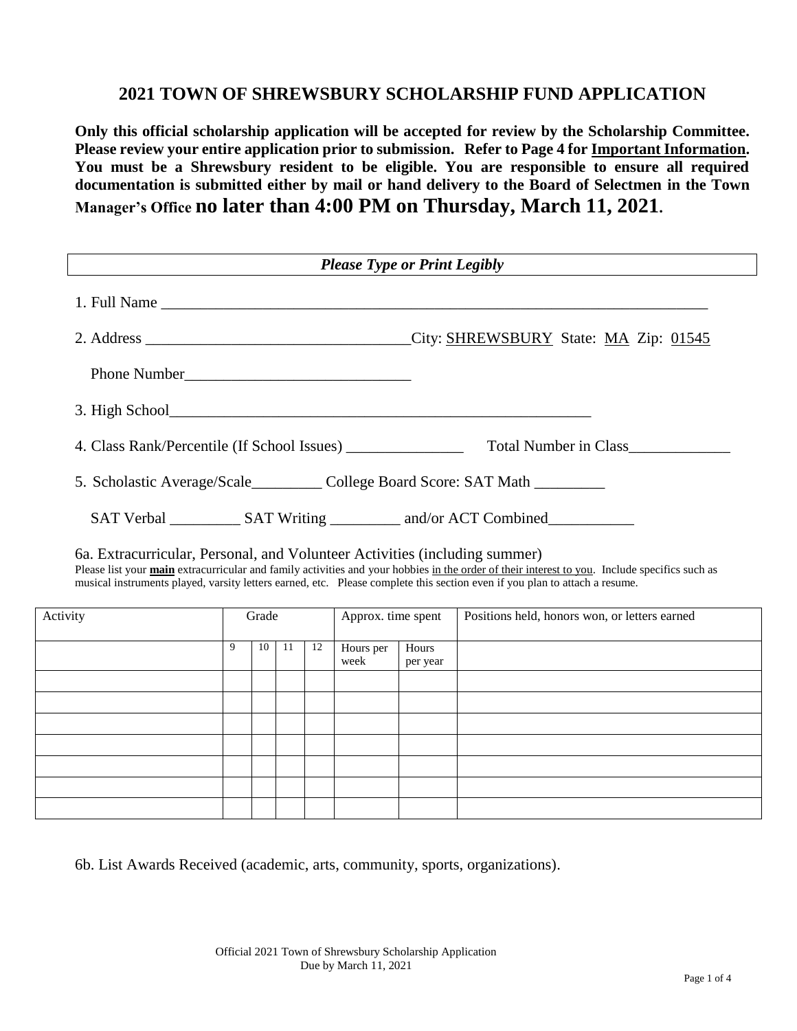# 2021 TOWN OF SHREWSBURY SCHOLARSHIP FUND APPLICATION

**Only this official scholarship application will be accepted for review by the Scholarship Committee. Please review your entire application prior to submission. Refer to Page 4 for Important Information. You must be a Shrewsbury resident to be eligible. You are responsible to ensure all required documentation is submitted either by mail or hand delivery to the Board of Selectmen in the Town Manager's Office no later than 4:00 PM on Thursday, March 11, 2021.**

***Please Type or Print Legibly***

1. Full Name ______________________________________________________________________

2. Address _________________________________City: SHREWSBURY State: MA Zip: 01545

   Phone Number____________________________

3. High School______________________________________________________

4. Class Rank/Percentile (If School Issues) _______________ Total Number in Class_____________

5. Scholastic Average/Scale_________ College Board Score: SAT Math _________

   SAT Verbal _________ SAT Writing _________ and/or ACT Combined___________

6a. Extracurricular, Personal, and Volunteer Activities (including summer)

Please list your **main** extracurricular and family activities and your hobbies in the order of their interest to you. Include specifics such as musical instruments played, varsity letters earned, etc. Please complete this section even if you plan to attach a resume.

| Activity | Grade | | | | Approx. time spent | | Positions held, honors won, or letters earned |
|---|---|---|---|---|---|---|---|
| | 9 | 10 | 11 | 12 | Hours per week | Hours per year | |
| | | | | | | | |
| | | | | | | | |
| | | | | | | | |
| | | | | | | | |
| | | | | | | | |
| | | | | | | | |
| | | | | | | | |

6b. List Awards Received (academic, arts, community, sports, organizations).

Official 2021 Town of Shrewsbury Scholarship Application
Due by March 11, 2021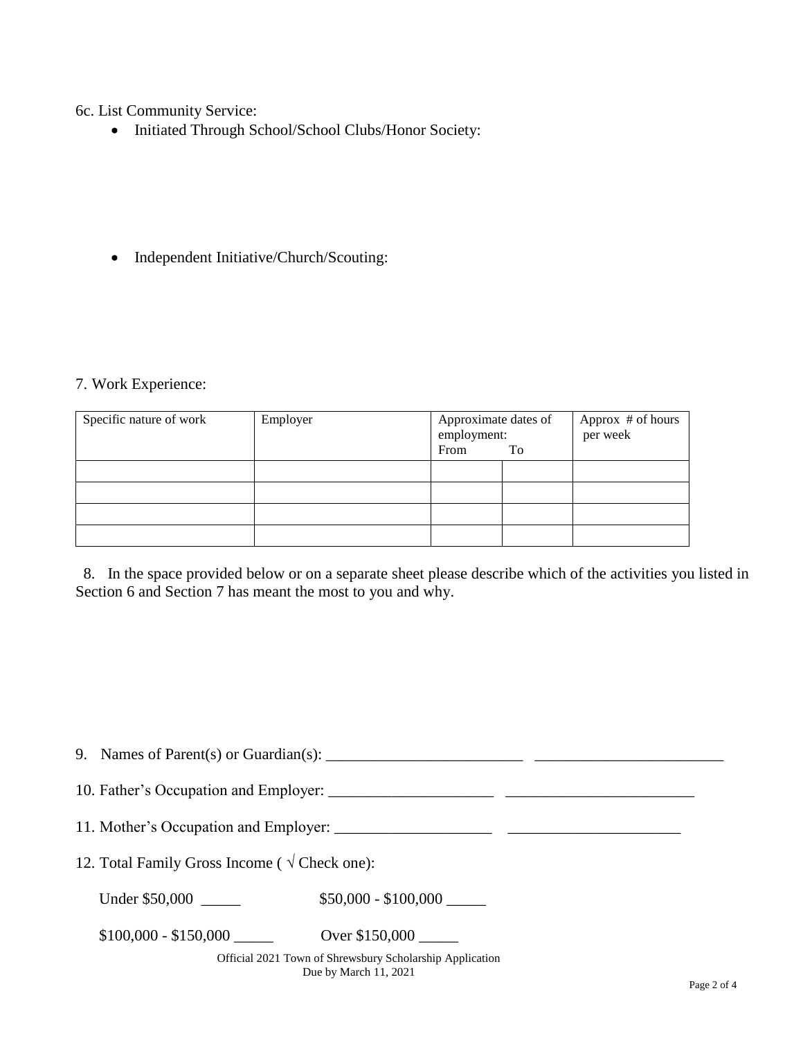6c. List Community Service:

- Initiated Through School/School Clubs/Honor Society:

- Independent Initiative/Church/Scouting:

7. Work Experience:

| Specific nature of work | Employer | Approximate dates of employment: From | To | Approx # of hours per week |
|---|---|---|---|---|
| | | | | |
| | | | | |
| | | | | |
| | | | | |

8. In the space provided below or on a separate sheet please describe which of the activities you listed in Section 6 and Section 7 has meant the most to you and why.

9. Names of Parent(s) or Guardian(s): _________________________ _________________________

10. Father's Occupation and Employer: _____________________ _________________________

11. Mother's Occupation and Employer: ____________________ ______________________

12. Total Family Gross Income ( √ Check one):

Under $50,000 _____ $50,000 - $100,000 _____

$100,000 - $150,000 _____ Over $150,000 _____

Official 2021 Town of Shrewsbury Scholarship Application
Due by March 11, 2021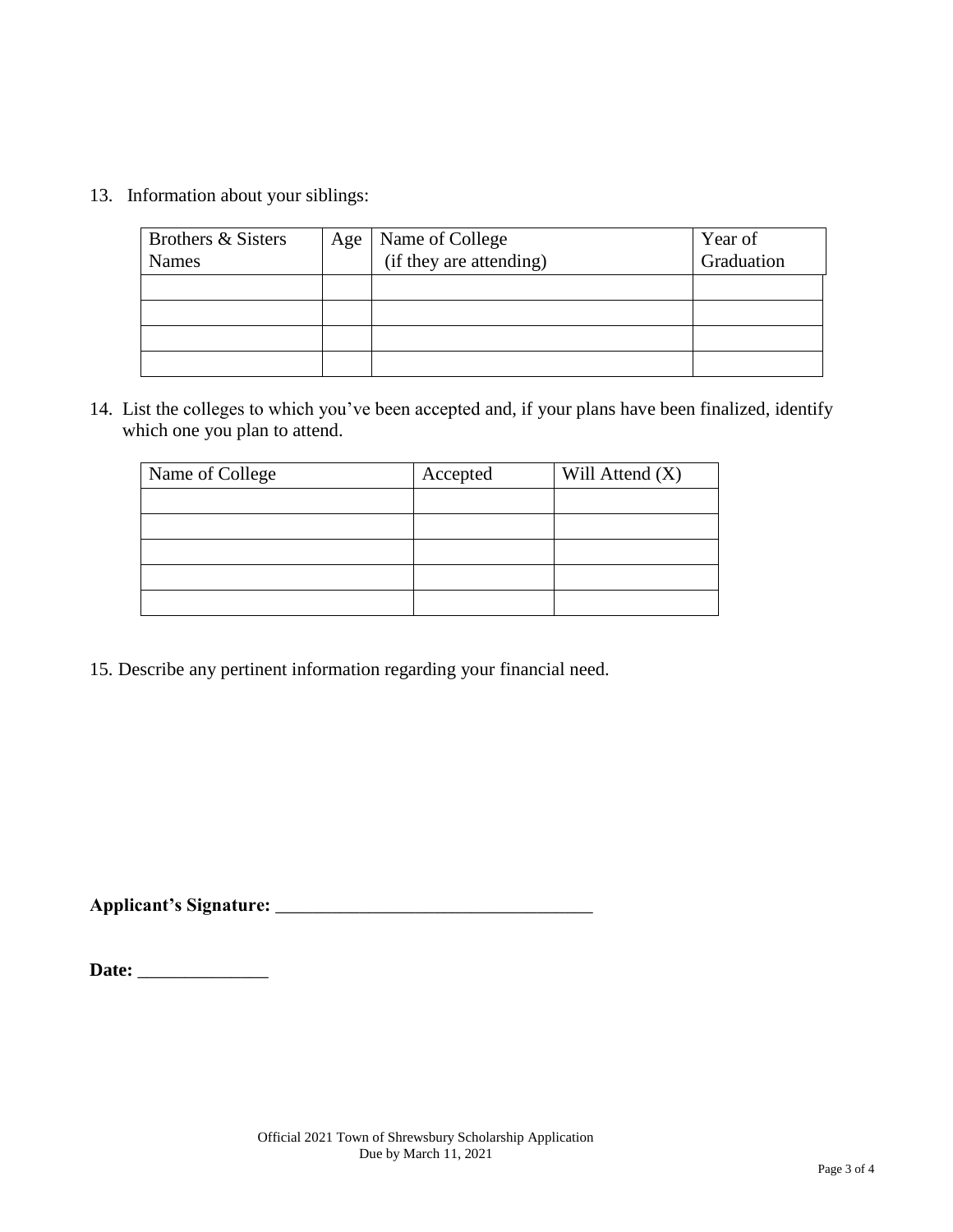13. Information about your siblings:

| Brothers & Sisters Names | Age | Name of College (if they are attending) | Year of Graduation |
|---|---|---|---|
| | | | |
| | | | |
| | | | |
| | | | |

14. List the colleges to which you've been accepted and, if your plans have been finalized, identify which one you plan to attend.

| Name of College | Accepted | Will Attend (X) |
|---|---|---|
| | | |
| | | |
| | | |
| | | |
| | | |

15. Describe any pertinent information regarding your financial need.

**Applicant's Signature:** ___________________________________

**Date:** ______________

Official 2021 Town of Shrewsbury Scholarship Application
Due by March 11, 2021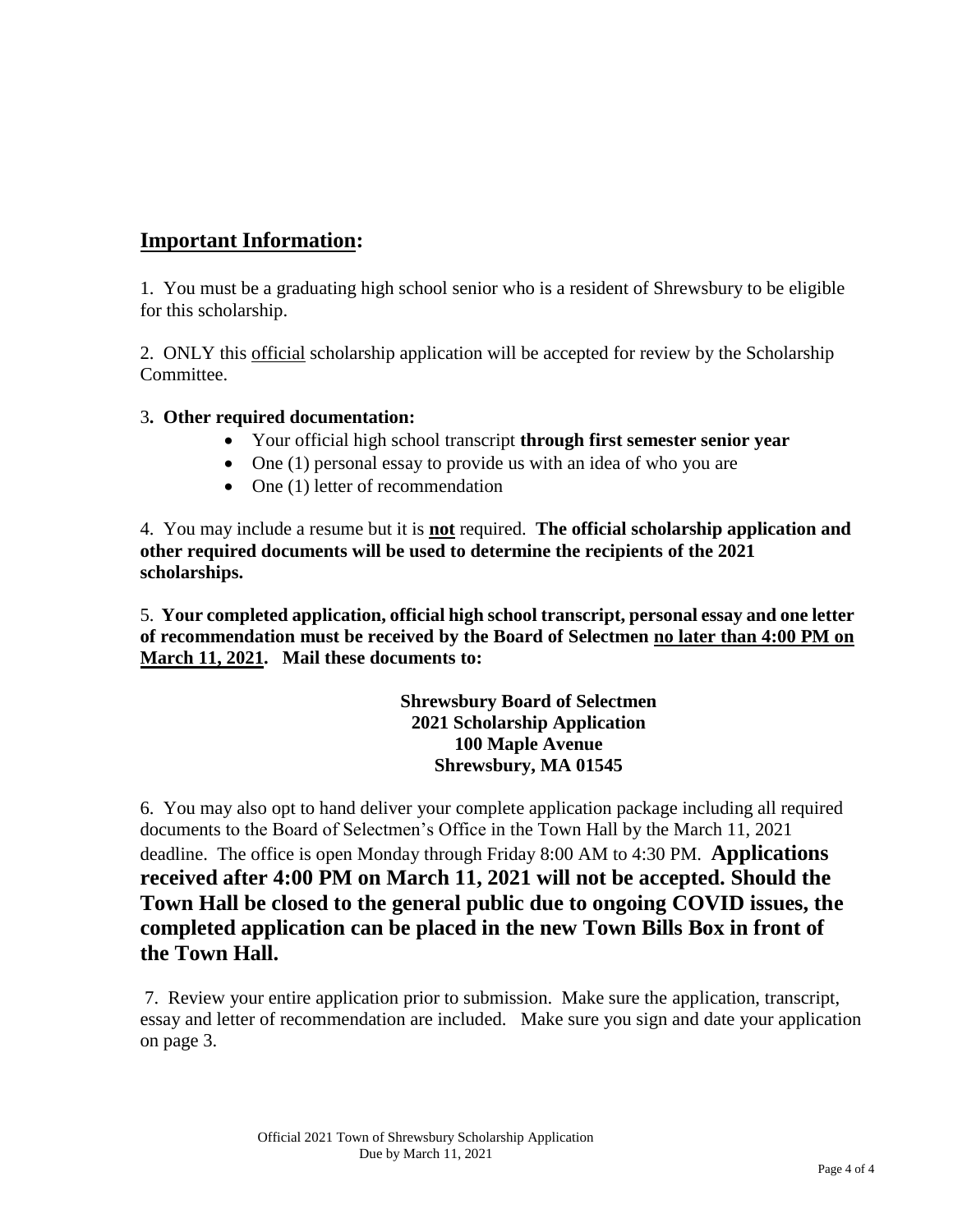## <u>Important Information</u>:

1. You must be a graduating high school senior who is a resident of Shrewsbury to be eligible for this scholarship.

2. ONLY this <u>official</u> scholarship application will be accepted for review by the Scholarship Committee.

3. **Other required documentation:**

- Your official high school transcript **through first semester senior year**
- One (1) personal essay to provide us with an idea of who you are
- One (1) letter of recommendation

4. You may include a resume but it is <u>**not**</u> required. **The official scholarship application and other required documents will be used to determine the recipients of the 2021 scholarships.**

5. **Your completed application, official high school transcript, personal essay and one letter of recommendation must be received by the Board of Selectmen <u>no later than 4:00 PM on March 11, 2021</u>. Mail these documents to:**

**Shrewsbury Board of Selectmen**
**2021 Scholarship Application**
**100 Maple Avenue**
**Shrewsbury, MA 01545**

6. You may also opt to hand deliver your complete application package including all required documents to the Board of Selectmen's Office in the Town Hall by the March 11, 2021 deadline. The office is open Monday through Friday 8:00 AM to 4:30 PM. **Applications received after 4:00 PM on March 11, 2021 will not be accepted. Should the Town Hall be closed to the general public due to ongoing COVID issues, the completed application can be placed in the new Town Bills Box in front of the Town Hall.**

7. Review your entire application prior to submission. Make sure the application, transcript, essay and letter of recommendation are included. Make sure you sign and date your application on page 3.

Official 2021 Town of Shrewsbury Scholarship Application
Due by March 11, 2021